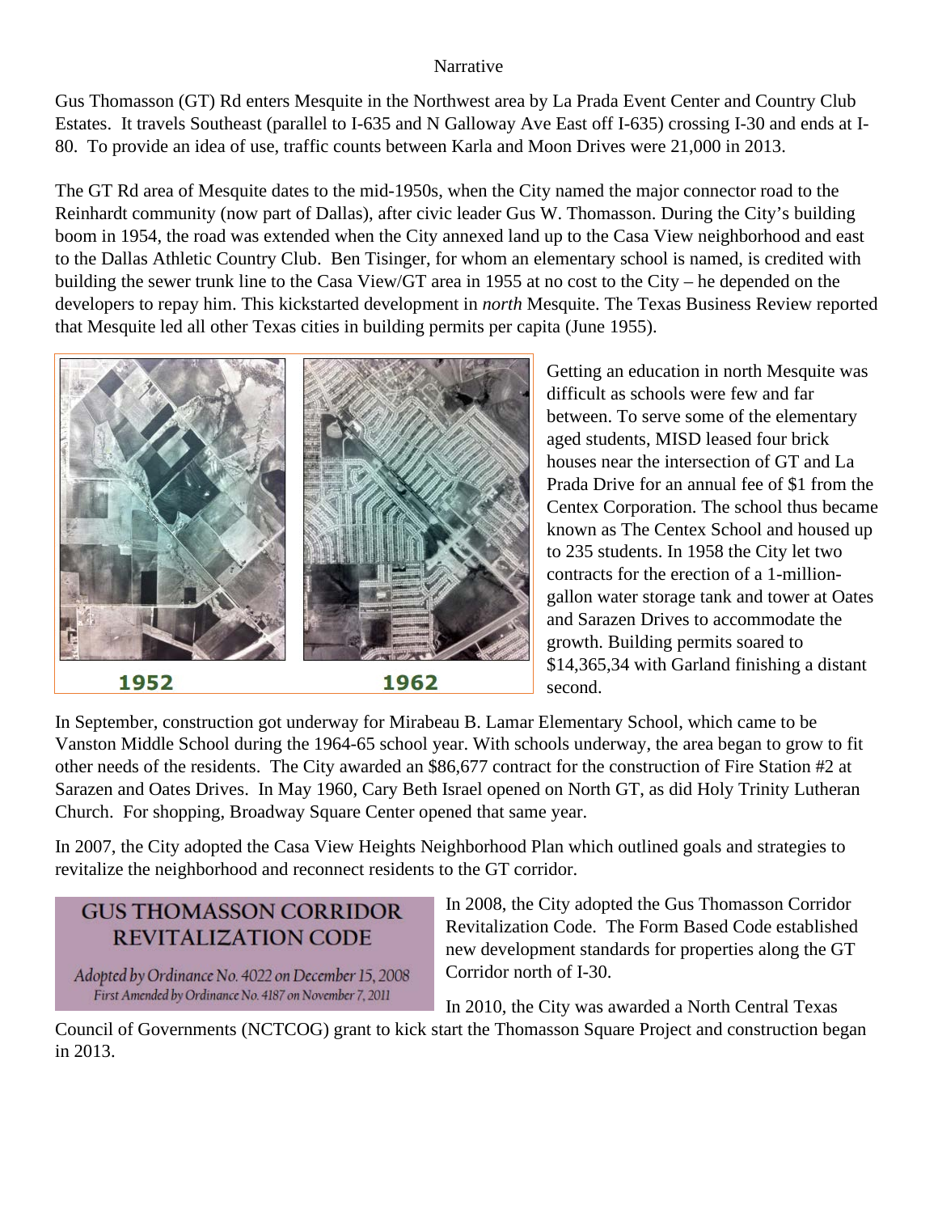Narrative

Gus Thomasson (GT) Rd enters Mesquite in the Northwest area by La Prada Event Center and Country Club Estates. It travels Southeast (parallel to I-635 and N Galloway Ave East off I-635) crossing I-30 and ends at I-80. To provide an idea of use, traffic counts between Karla and Moon Drives were 21,000 in 2013.

The GT Rd area of Mesquite dates to the mid-1950s, when the City named the major connector road to the Reinhardt community (now part of Dallas), after civic leader Gus W. Thomasson. During the City's building boom in 1954, the road was extended when the City annexed land up to the Casa View neighborhood and east to the Dallas Athletic Country Club. Ben Tisinger, for whom an elementary school is named, is credited with building the sewer trunk line to the Casa View/GT area in 1955 at no cost to the City – he depended on the developers to repay him. This kickstarted development in *north* Mesquite. The Texas Business Review reported that Mesquite led all other Texas cities in building permits per capita (June 1955).

1952 | 1962

Getting an education in north Mesquite was difficult as schools were few and far between. To serve some of the elementary aged students, MISD leased four brick houses near the intersection of GT and La Prada Drive for an annual fee of $1 from the Centex Corporation. The school thus became known as The Centex School and housed up to 235 students. In 1958 the City let two contracts for the erection of a 1-million-gallon water storage tank and tower at Oates and Sarazen Drives to accommodate the growth. Building permits soared to $14,365,34 with Garland finishing a distant second.

In September, construction got underway for Mirabeau B. Lamar Elementary School, which came to be Vanston Middle School during the 1964-65 school year. With schools underway, the area began to grow to fit other needs of the residents. The City awarded an $86,677 contract for the construction of Fire Station #2 at Sarazen and Oates Drives. In May 1960, Cary Beth Israel opened on North GT, as did Holy Trinity Lutheran Church. For shopping, Broadway Square Center opened that same year.

In 2007, the City adopted the Casa View Heights Neighborhood Plan which outlined goals and strategies to revitalize the neighborhood and reconnect residents to the GT corridor.

**GUS THOMASSON CORRIDOR REVITALIZATION CODE**

*Adopted by Ordinance No. 4022 on December 15, 2008*
*First Amended by Ordinance No. 4187 on November 7, 2011*

In 2008, the City adopted the Gus Thomasson Corridor Revitalization Code. The Form Based Code established new development standards for properties along the GT Corridor north of I-30.

In 2010, the City was awarded a North Central Texas Council of Governments (NCTCOG) grant to kick start the Thomasson Square Project and construction began in 2013.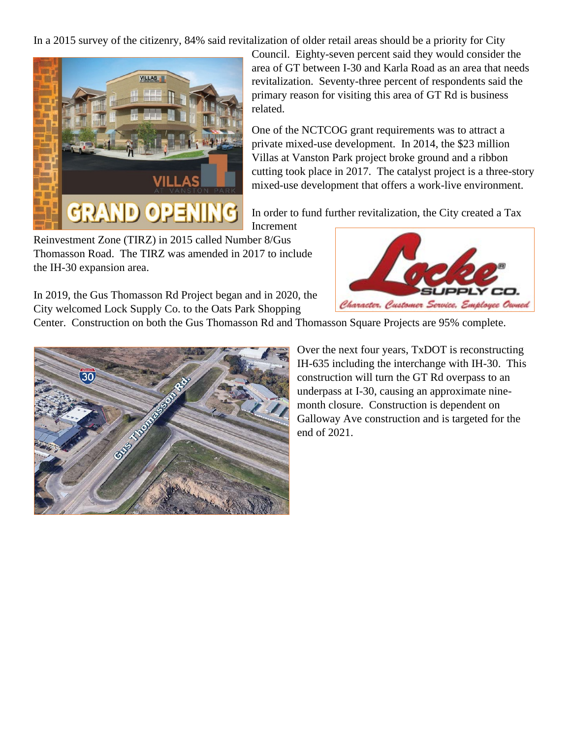In a 2015 survey of the citizenry, 84% said revitalization of older retail areas should be a priority for City Council. Eighty-seven percent said they would consider the area of GT between I-30 and Karla Road as an area that needs revitalization. Seventy-three percent of respondents said the primary reason for visiting this area of GT Rd is business related.

One of the NCTCOG grant requirements was to attract a private mixed-use development. In 2014, the $23 million Villas at Vanston Park project broke ground and a ribbon cutting took place in 2017. The catalyst project is a three-story mixed-use development that offers a work-live environment.

In order to fund further revitalization, the City created a Tax Increment Reinvestment Zone (TIRZ) in 2015 called Number 8/Gus Thomasson Road. The TIRZ was amended in 2017 to include the IH-30 expansion area.

In 2019, the Gus Thomasson Rd Project began and in 2020, the City welcomed Lock Supply Co. to the Oats Park Shopping Center. Construction on both the Gus Thomasson Rd and Thomasson Square Projects are 95% complete.

Over the next four years, TxDOT is reconstructing IH-635 including the interchange with IH-30. This construction will turn the GT Rd overpass to an underpass at I-30, causing an approximate nine-month closure. Construction is dependent on Galloway Ave construction and is targeted for the end of 2021.